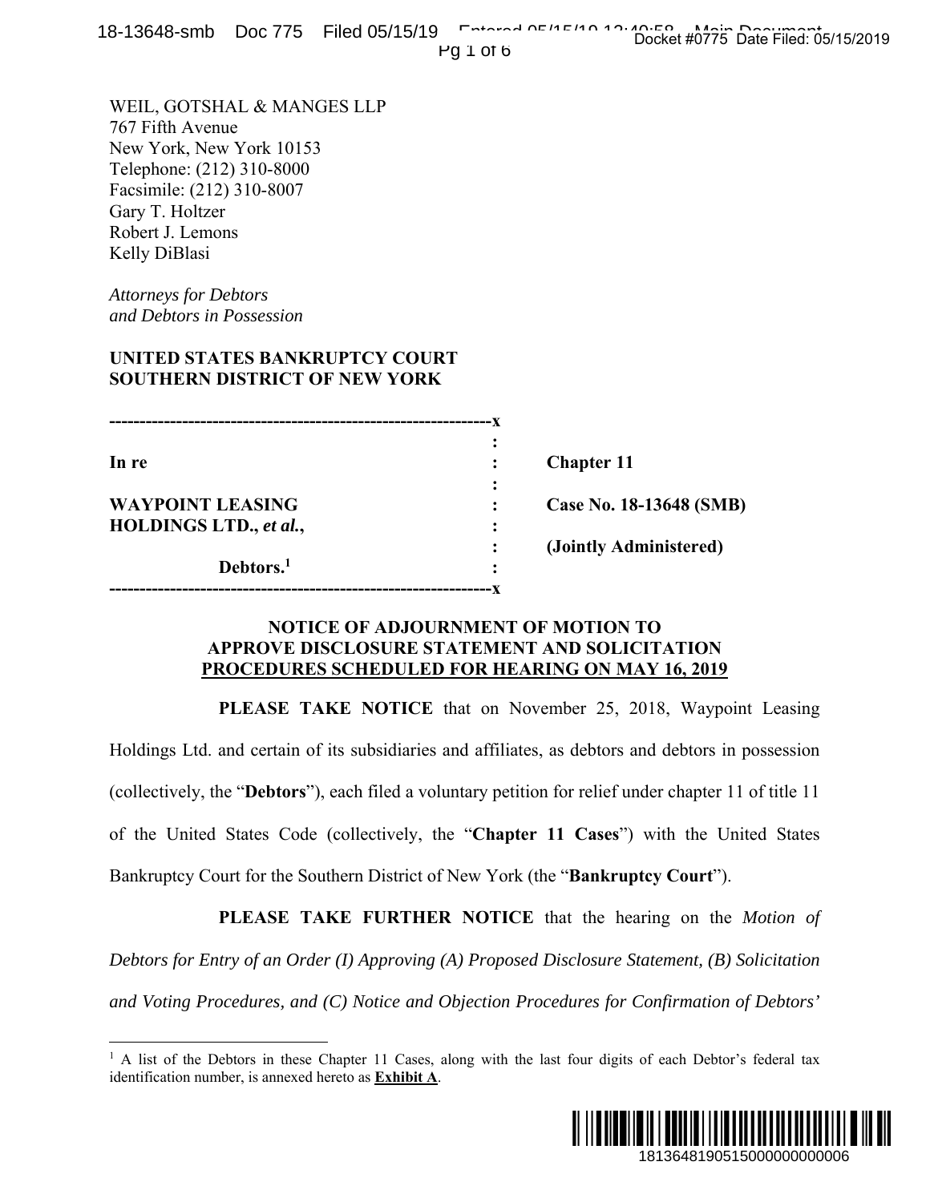WEIL, GOTSHAL & MANGES LLP
767 Fifth Avenue
New York, New York 10153
Telephone: (212) 310-8000
Facsimile: (212) 310-8007
Gary T. Holtzer
Robert J. Lemons
Kelly DiBlasi

*Attorneys for Debtors*
*and Debtors in Possession*

**UNITED STATES BANKRUPTCY COURT**
**SOUTHERN DISTRICT OF NEW YORK**

| | | |
|---|---|---|
| **In re** | : | **Chapter 11** |
| **WAYPOINT LEASING HOLDINGS LTD.,** ***et al.*****,** | : | **Case No. 18-13648 (SMB)** |
| | : | **(Jointly Administered)** |
| **Debtors.**[1] | : | |

**NOTICE OF ADJOURNMENT OF MOTION TO APPROVE DISCLOSURE STATEMENT AND SOLICITATION PROCEDURES SCHEDULED FOR HEARING ON MAY 16, 2019**

**PLEASE TAKE NOTICE** that on November 25, 2018, Waypoint Leasing Holdings Ltd. and certain of its subsidiaries and affiliates, as debtors and debtors in possession (collectively, the "**Debtors**"), each filed a voluntary petition for relief under chapter 11 of title 11 of the United States Code (collectively, the "**Chapter 11 Cases**") with the United States Bankruptcy Court for the Southern District of New York (the "**Bankruptcy Court**").

**PLEASE TAKE FURTHER NOTICE** that the hearing on the *Motion of Debtors for Entry of an Order (I) Approving (A) Proposed Disclosure Statement, (B) Solicitation and Voting Procedures, and (C) Notice and Objection Procedures for Confirmation of Debtors'*

[1] A list of the Debtors in these Chapter 11 Cases, along with the last four digits of each Debtor's federal tax identification number, is annexed hereto as **Exhibit A**.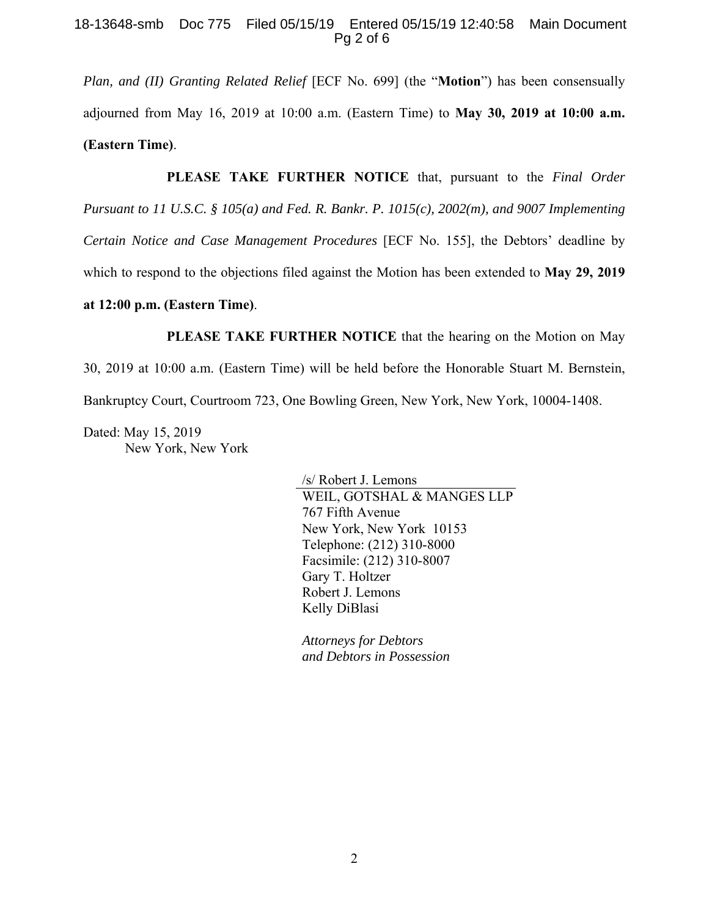*Plan, and (II) Granting Related Relief* [ECF No. 699] (the "**Motion**") has been consensually adjourned from May 16, 2019 at 10:00 a.m. (Eastern Time) to **May 30, 2019 at 10:00 a.m. (Eastern Time)**.

**PLEASE TAKE FURTHER NOTICE** that, pursuant to the *Final Order Pursuant to 11 U.S.C. § 105(a) and Fed. R. Bankr. P. 1015(c), 2002(m), and 9007 Implementing Certain Notice and Case Management Procedures* [ECF No. 155], the Debtors' deadline by which to respond to the objections filed against the Motion has been extended to **May 29, 2019 at 12:00 p.m. (Eastern Time)**.

**PLEASE TAKE FURTHER NOTICE** that the hearing on the Motion on May 30, 2019 at 10:00 a.m. (Eastern Time) will be held before the Honorable Stuart M. Bernstein, Bankruptcy Court, Courtroom 723, One Bowling Green, New York, New York, 10004-1408.

Dated: May 15, 2019
New York, New York

/s/ Robert J. Lemons
WEIL, GOTSHAL & MANGES LLP
767 Fifth Avenue
New York, New York 10153
Telephone: (212) 310-8000
Facsimile: (212) 310-8007
Gary T. Holtzer
Robert J. Lemons
Kelly DiBlasi

*Attorneys for Debtors and Debtors in Possession*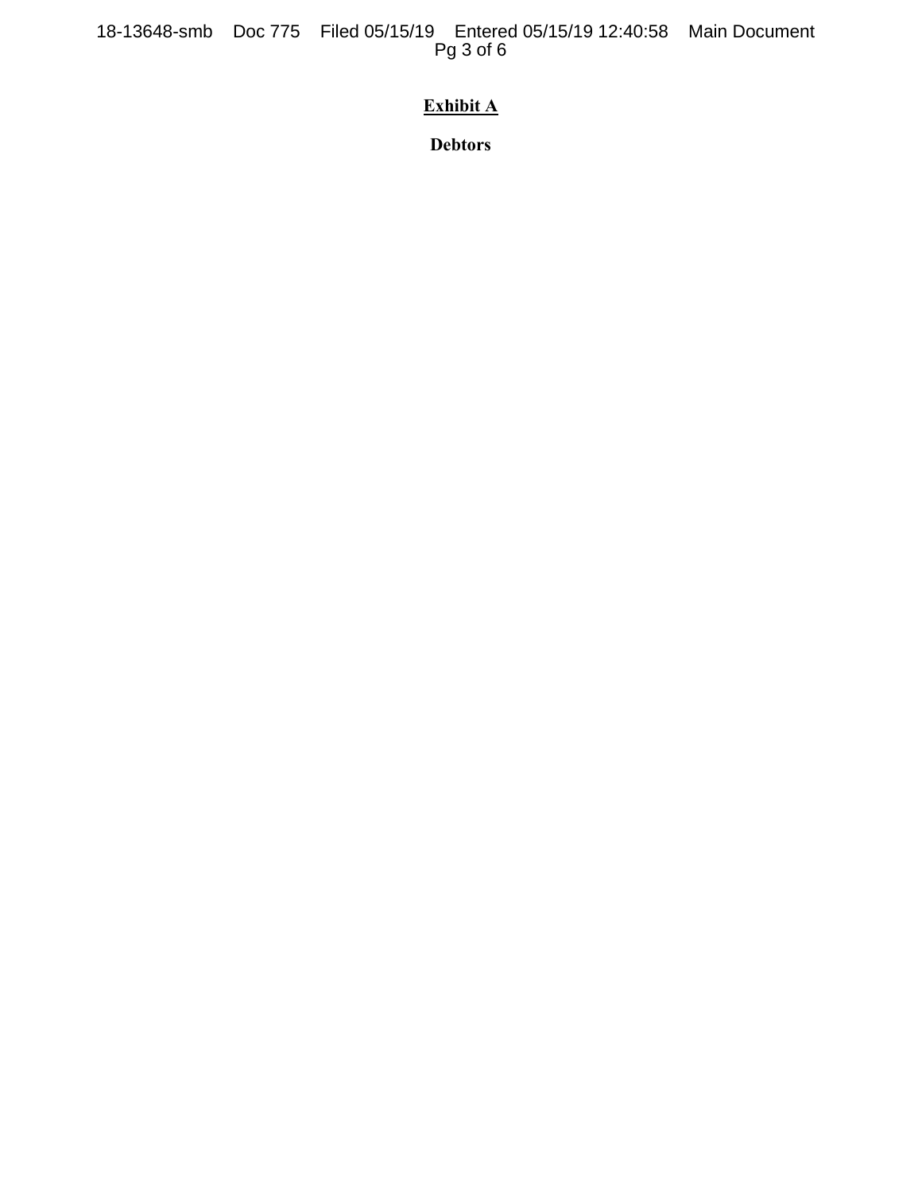**Exhibit A**

**Debtors**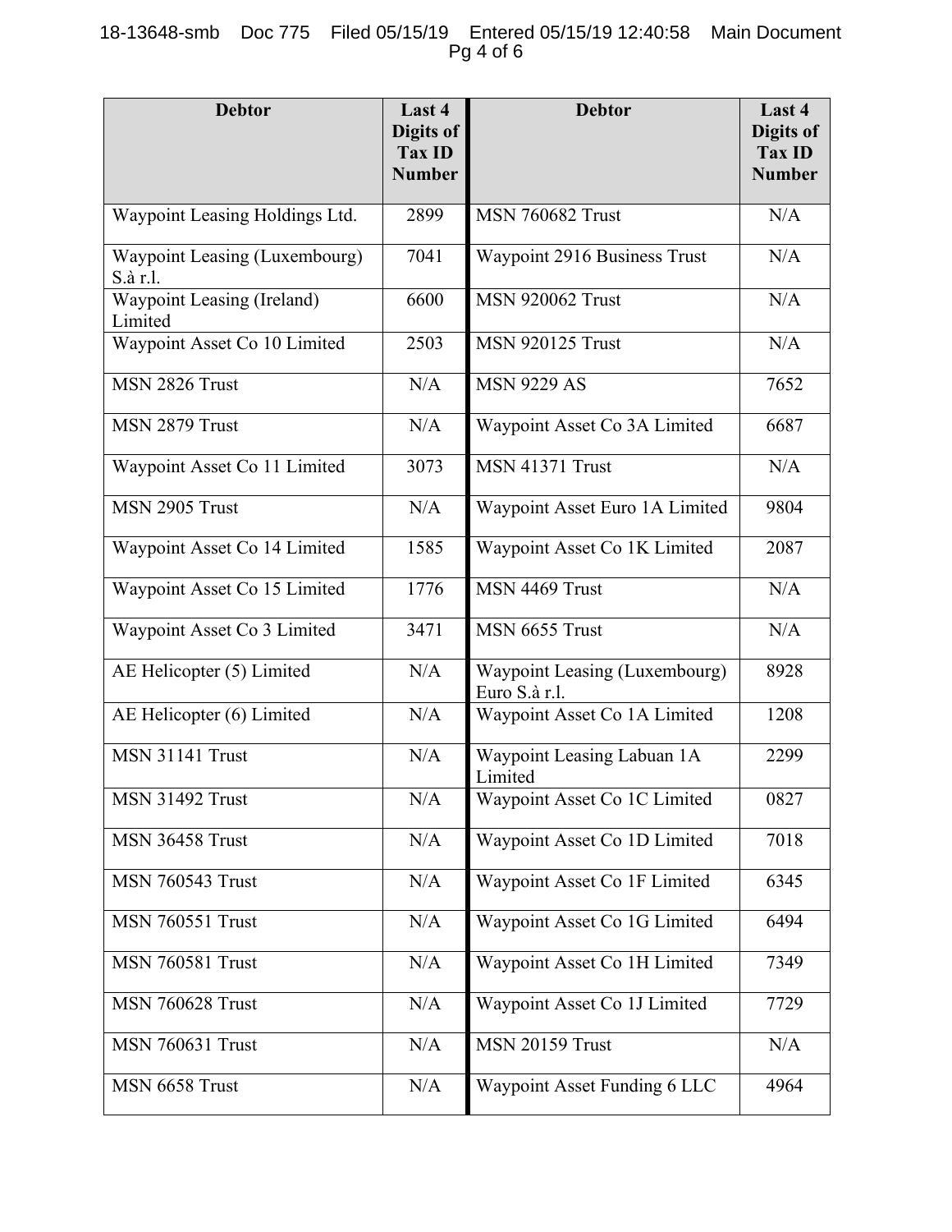| Debtor | Last 4 Digits of Tax ID Number | Debtor | Last 4 Digits of Tax ID Number |
|---|---|---|---|
| Waypoint Leasing Holdings Ltd. | 2899 | MSN 760682 Trust | N/A |
| Waypoint Leasing (Luxembourg) S.à r.l. | 7041 | Waypoint 2916 Business Trust | N/A |
| Waypoint Leasing (Ireland) Limited | 6600 | MSN 920062 Trust | N/A |
| Waypoint Asset Co 10 Limited | 2503 | MSN 920125 Trust | N/A |
| MSN 2826 Trust | N/A | MSN 9229 AS | 7652 |
| MSN 2879 Trust | N/A | Waypoint Asset Co 3A Limited | 6687 |
| Waypoint Asset Co 11 Limited | 3073 | MSN 41371 Trust | N/A |
| MSN 2905 Trust | N/A | Waypoint Asset Euro 1A Limited | 9804 |
| Waypoint Asset Co 14 Limited | 1585 | Waypoint Asset Co 1K Limited | 2087 |
| Waypoint Asset Co 15 Limited | 1776 | MSN 4469 Trust | N/A |
| Waypoint Asset Co 3 Limited | 3471 | MSN 6655 Trust | N/A |
| AE Helicopter (5) Limited | N/A | Waypoint Leasing (Luxembourg) Euro S.à r.l. | 8928 |
| AE Helicopter (6) Limited | N/A | Waypoint Asset Co 1A Limited | 1208 |
| MSN 31141 Trust | N/A | Waypoint Leasing Labuan 1A Limited | 2299 |
| MSN 31492 Trust | N/A | Waypoint Asset Co 1C Limited | 0827 |
| MSN 36458 Trust | N/A | Waypoint Asset Co 1D Limited | 7018 |
| MSN 760543 Trust | N/A | Waypoint Asset Co 1F Limited | 6345 |
| MSN 760551 Trust | N/A | Waypoint Asset Co 1G Limited | 6494 |
| MSN 760581 Trust | N/A | Waypoint Asset Co 1H Limited | 7349 |
| MSN 760628 Trust | N/A | Waypoint Asset Co 1J Limited | 7729 |
| MSN 760631 Trust | N/A | MSN 20159 Trust | N/A |
| MSN 6658 Trust | N/A | Waypoint Asset Funding 6 LLC | 4964 |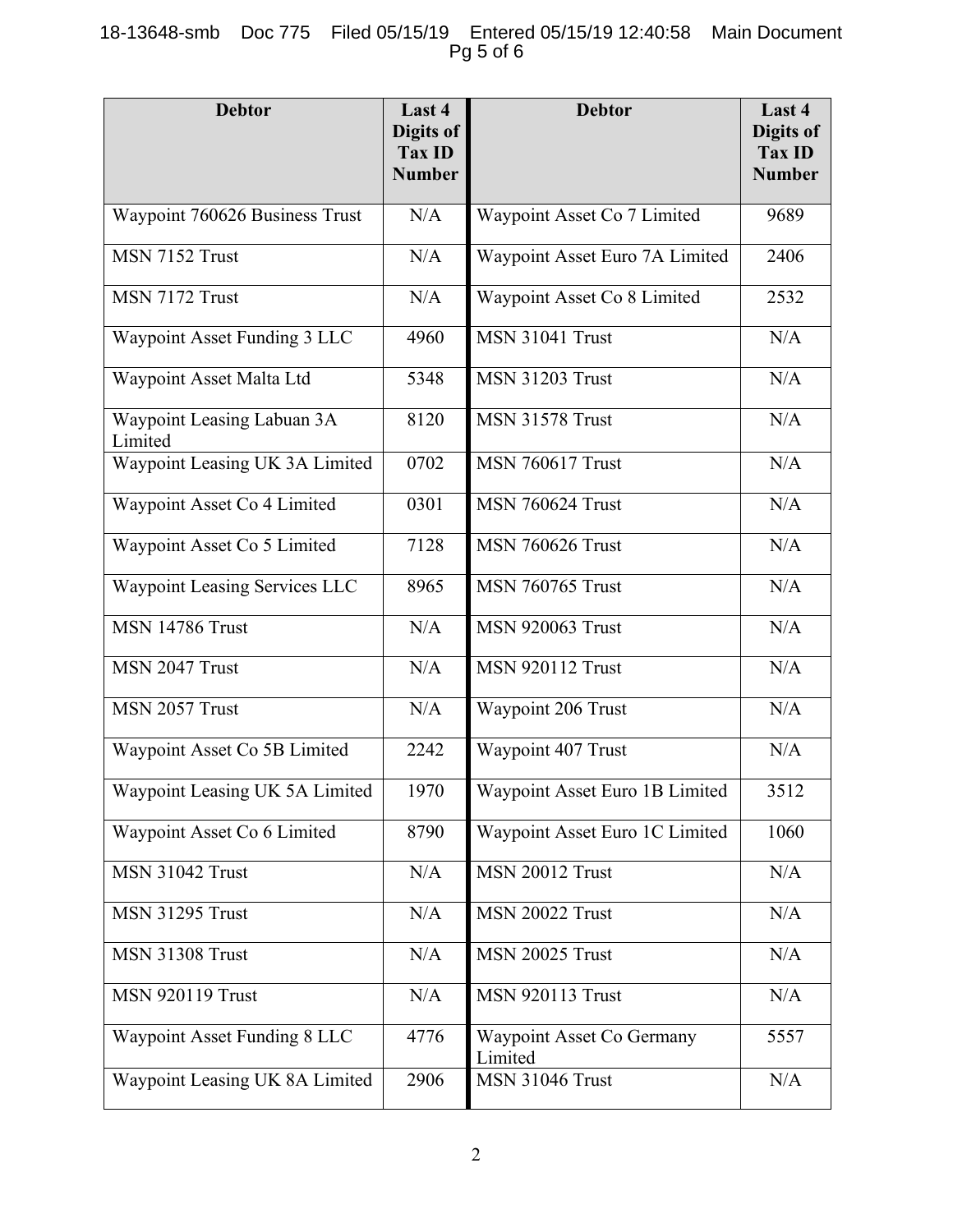| Debtor | Last 4 Digits of Tax ID Number | Debtor | Last 4 Digits of Tax ID Number |
|---|---|---|---|
| Waypoint 760626 Business Trust | N/A | Waypoint Asset Co 7 Limited | 9689 |
| MSN 7152 Trust | N/A | Waypoint Asset Euro 7A Limited | 2406 |
| MSN 7172 Trust | N/A | Waypoint Asset Co 8 Limited | 2532 |
| Waypoint Asset Funding 3 LLC | 4960 | MSN 31041 Trust | N/A |
| Waypoint Asset Malta Ltd | 5348 | MSN 31203 Trust | N/A |
| Waypoint Leasing Labuan 3A Limited | 8120 | MSN 31578 Trust | N/A |
| Waypoint Leasing UK 3A Limited | 0702 | MSN 760617 Trust | N/A |
| Waypoint Asset Co 4 Limited | 0301 | MSN 760624 Trust | N/A |
| Waypoint Asset Co 5 Limited | 7128 | MSN 760626 Trust | N/A |
| Waypoint Leasing Services LLC | 8965 | MSN 760765 Trust | N/A |
| MSN 14786 Trust | N/A | MSN 920063 Trust | N/A |
| MSN 2047 Trust | N/A | MSN 920112 Trust | N/A |
| MSN 2057 Trust | N/A | Waypoint 206 Trust | N/A |
| Waypoint Asset Co 5B Limited | 2242 | Waypoint 407 Trust | N/A |
| Waypoint Leasing UK 5A Limited | 1970 | Waypoint Asset Euro 1B Limited | 3512 |
| Waypoint Asset Co 6 Limited | 8790 | Waypoint Asset Euro 1C Limited | 1060 |
| MSN 31042 Trust | N/A | MSN 20012 Trust | N/A |
| MSN 31295 Trust | N/A | MSN 20022 Trust | N/A |
| MSN 31308 Trust | N/A | MSN 20025 Trust | N/A |
| MSN 920119 Trust | N/A | MSN 920113 Trust | N/A |
| Waypoint Asset Funding 8 LLC | 4776 | Waypoint Asset Co Germany Limited | 5557 |
| Waypoint Leasing UK 8A Limited | 2906 | MSN 31046 Trust | N/A |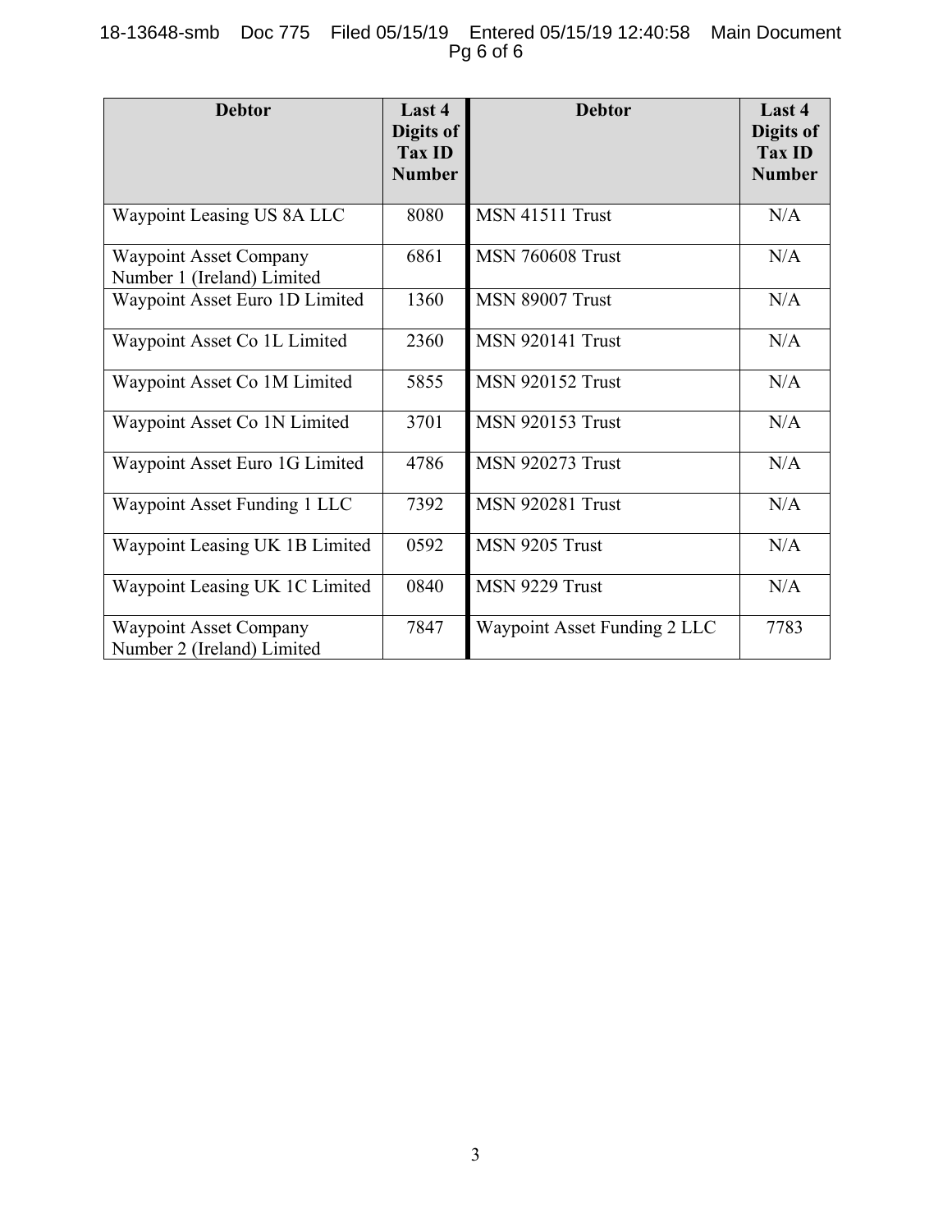| Debtor | Last 4 Digits of Tax ID Number | Debtor | Last 4 Digits of Tax ID Number |
|---|---|---|---|
| Waypoint Leasing US 8A LLC | 8080 | MSN 41511 Trust | N/A |
| Waypoint Asset Company Number 1 (Ireland) Limited | 6861 | MSN 760608 Trust | N/A |
| Waypoint Asset Euro 1D Limited | 1360 | MSN 89007 Trust | N/A |
| Waypoint Asset Co 1L Limited | 2360 | MSN 920141 Trust | N/A |
| Waypoint Asset Co 1M Limited | 5855 | MSN 920152 Trust | N/A |
| Waypoint Asset Co 1N Limited | 3701 | MSN 920153 Trust | N/A |
| Waypoint Asset Euro 1G Limited | 4786 | MSN 920273 Trust | N/A |
| Waypoint Asset Funding 1 LLC | 7392 | MSN 920281 Trust | N/A |
| Waypoint Leasing UK 1B Limited | 0592 | MSN 9205 Trust | N/A |
| Waypoint Leasing UK 1C Limited | 0840 | MSN 9229 Trust | N/A |
| Waypoint Asset Company Number 2 (Ireland) Limited | 7847 | Waypoint Asset Funding 2 LLC | 7783 |